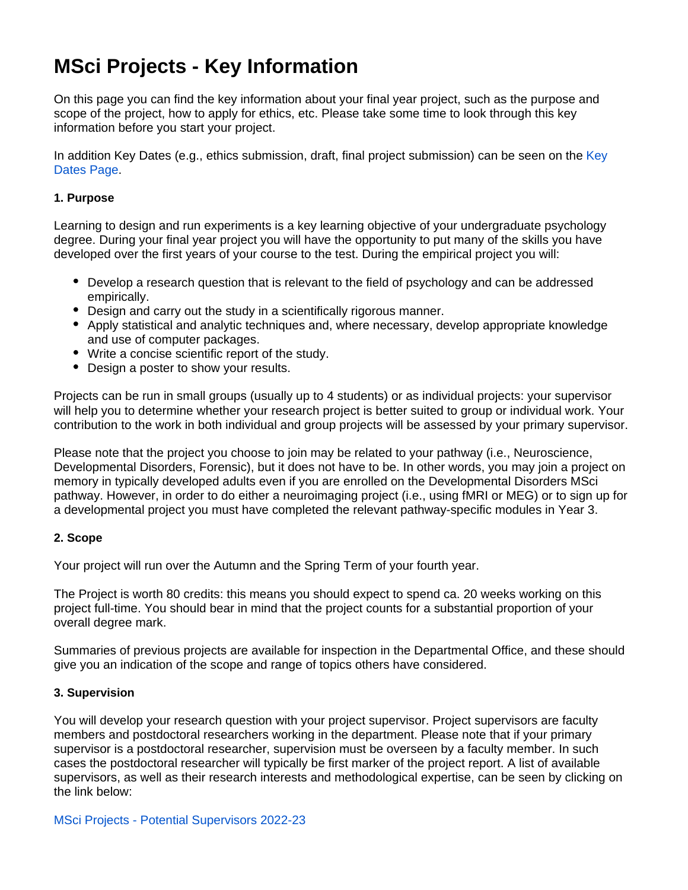# MSci Projects - Key Information

On this page you can find the key information about your final year project, such as the purpose and scope of the project, how to apply for ethics, etc. Please take some time to look through this key information before you start your project.

In addition Key Dates (e.g., ethics submission, draft, final project submission) can be seen on the Key Dates Page.

**1. Purpose**

Learning to design and run experiments is a key learning objective of your undergraduate psychology degree. During your final year project you will have the opportunity to put many of the skills you have developed over the first years of your course to the test. During the empirical project you will:

- Develop a research question that is relevant to the field of psychology and can be addressed empirically.
- Design and carry out the study in a scientifically rigorous manner.
- Apply statistical and analytic techniques and, where necessary, develop appropriate knowledge and use of computer packages.
- Write a concise scientific report of the study.
- Design a poster to show your results.

Projects can be run in small groups (usually up to 4 students) or as individual projects: your supervisor will help you to determine whether your research project is better suited to group or individual work. Your contribution to the work in both individual and group projects will be assessed by your primary supervisor.

Please note that the project you choose to join may be related to your pathway (i.e., Neuroscience, Developmental Disorders, Forensic), but it does not have to be. In other words, you may join a project on memory in typically developed adults even if you are enrolled on the Developmental Disorders MSci pathway. However, in order to do either a neuroimaging project (i.e., using fMRI or MEG) or to sign up for a developmental project you must have completed the relevant pathway-specific modules in Year 3.

**2. Scope**

Your project will run over the Autumn and the Spring Term of your fourth year.

The Project is worth 80 credits: this means you should expect to spend ca. 20 weeks working on this project full-time. You should bear in mind that the project counts for a substantial proportion of your overall degree mark.

Summaries of previous projects are available for inspection in the Departmental Office, and these should give you an indication of the scope and range of topics others have considered.

**3. Supervision**

You will develop your research question with your project supervisor. Project supervisors are faculty members and postdoctoral researchers working in the department. Please note that if your primary supervisor is a postdoctoral researcher, supervision must be overseen by a faculty member. In such cases the postdoctoral researcher will typically be first marker of the project report. A list of available supervisors, as well as their research interests and methodological expertise, can be seen by clicking on the link below:

MSci Projects - Potential Supervisors 2022-23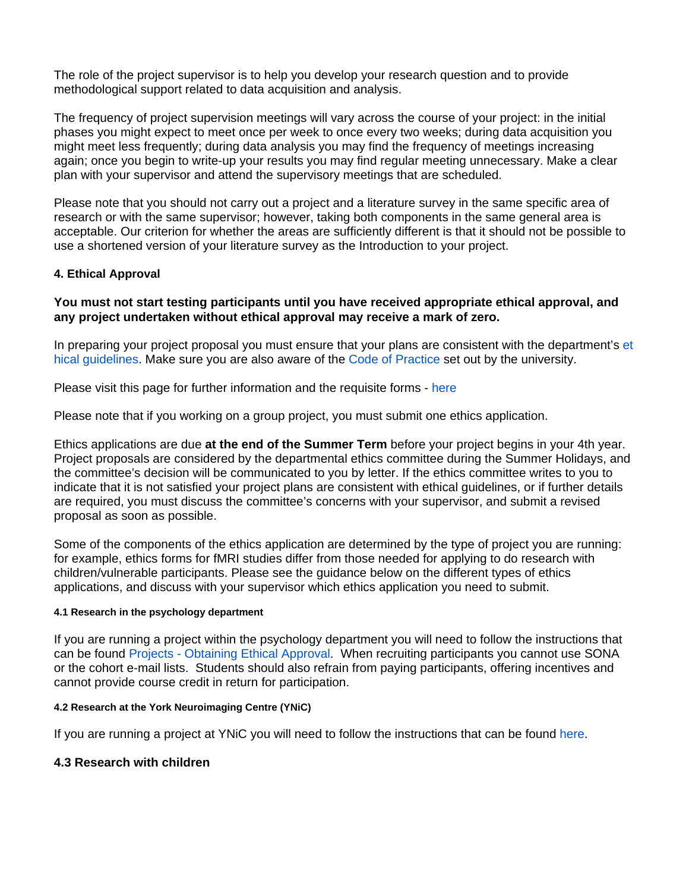The role of the project supervisor is to help you develop your research question and to provide methodological support related to data acquisition and analysis.

The frequency of project supervision meetings will vary across the course of your project: in the initial phases you might expect to meet once per week to once every two weeks; during data acquisition you might meet less frequently; during data analysis you may find the frequency of meetings increasing again; once you begin to write-up your results you may find regular meeting unnecessary. Make a clear plan with your supervisor and attend the supervisory meetings that are scheduled.

Please note that you should not carry out a project and a literature survey in the same specific area of research or with the same supervisor; however, taking both components in the same general area is acceptable. Our criterion for whether the areas are sufficiently different is that it should not be possible to use a shortened version of your literature survey as the Introduction to your project.

### 4. Ethical Approval

**You must not start testing participants until you have received appropriate ethical approval, and any project undertaken without ethical approval may receive a mark of zero.**

In preparing your project proposal you must ensure that your plans are consistent with the department's ethical guidelines. Make sure you are also aware of the Code of Practice set out by the university.

Please visit this page for further information and the requisite forms - here

Please note that if you working on a group project, you must submit one ethics application.

Ethics applications are due **at the end of the Summer Term** before your project begins in your 4th year. Project proposals are considered by the departmental ethics committee during the Summer Holidays, and the committee's decision will be communicated to you by letter. If the ethics committee writes to you to indicate that it is not satisfied your project plans are consistent with ethical guidelines, or if further details are required, you must discuss the committee's concerns with your supervisor, and submit a revised proposal as soon as possible.

Some of the components of the ethics application are determined by the type of project you are running: for example, ethics forms for fMRI studies differ from those needed for applying to do research with children/vulnerable participants. Please see the guidance below on the different types of ethics applications, and discuss with your supervisor which ethics application you need to submit.

#### 4.1 Research in the psychology department

If you are running a project within the psychology department you will need to follow the instructions that can be found Projects - Obtaining Ethical Approval. When recruiting participants you cannot use SONA or the cohort e-mail lists. Students should also refrain from paying participants, offering incentives and cannot provide course credit in return for participation.

#### 4.2 Research at the York Neuroimaging Centre (YNiC)

If you are running a project at YNiC you will need to follow the instructions that can be found here.

### 4.3 Research with children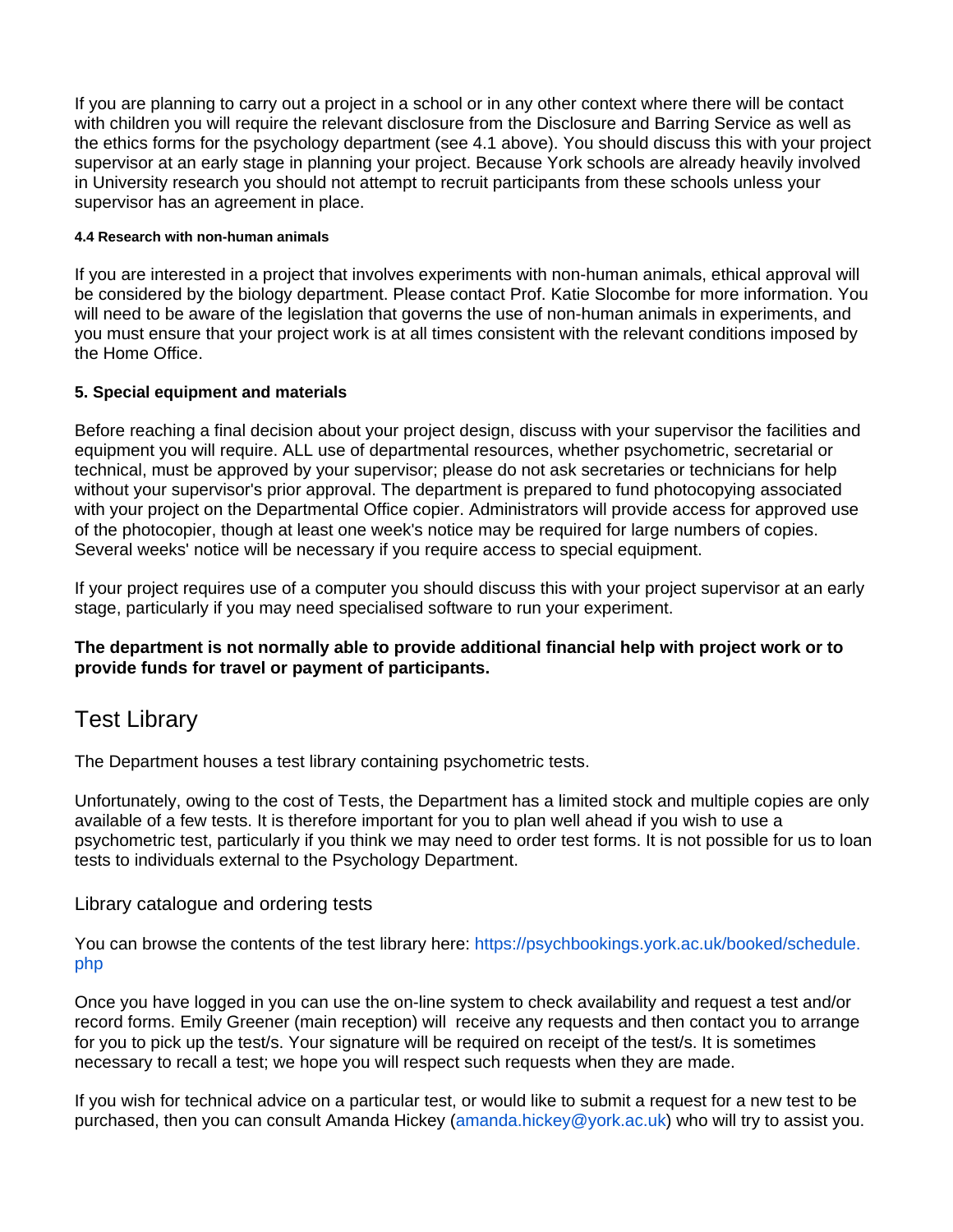If you are planning to carry out a project in a school or in any other context where there will be contact with children you will require the relevant disclosure from the Disclosure and Barring Service as well as the ethics forms for the psychology department (see 4.1 above). You should discuss this with your project supervisor at an early stage in planning your project. Because York schools are already heavily involved in University research you should not attempt to recruit participants from these schools unless your supervisor has an agreement in place.

#### 4.4 Research with non-human animals

If you are interested in a project that involves experiments with non-human animals, ethical approval will be considered by the biology department. Please contact Prof. Katie Slocombe for more information. You will need to be aware of the legislation that governs the use of non-human animals in experiments, and you must ensure that your project work is at all times consistent with the relevant conditions imposed by the Home Office.

### 5. Special equipment and materials

Before reaching a final decision about your project design, discuss with your supervisor the facilities and equipment you will require. ALL use of departmental resources, whether psychometric, secretarial or technical, must be approved by your supervisor; please do not ask secretaries or technicians for help without your supervisor's prior approval. The department is prepared to fund photocopying associated with your project on the Departmental Office copier. Administrators will provide access for approved use of the photocopier, though at least one week's notice may be required for large numbers of copies. Several weeks' notice will be necessary if you require access to special equipment.

If your project requires use of a computer you should discuss this with your project supervisor at an early stage, particularly if you may need specialised software to run your experiment.

**The department is not normally able to provide additional financial help with project work or to provide funds for travel or payment of participants.**

## Test Library

The Department houses a test library containing psychometric tests.

Unfortunately, owing to the cost of Tests, the Department has a limited stock and multiple copies are only available of a few tests. It is therefore important for you to plan well ahead if you wish to use a psychometric test, particularly if you think we may need to order test forms. It is not possible for us to loan tests to individuals external to the Psychology Department.

### Library catalogue and ordering tests

You can browse the contents of the test library here: https://psychbookings.york.ac.uk/booked/schedule.php

Once you have logged in you can use the on-line system to check availability and request a test and/or record forms. Emily Greener (main reception) will receive any requests and then contact you to arrange for you to pick up the test/s. Your signature will be required on receipt of the test/s. It is sometimes necessary to recall a test; we hope you will respect such requests when they are made.

If you wish for technical advice on a particular test, or would like to submit a request for a new test to be purchased, then you can consult Amanda Hickey (amanda.hickey@york.ac.uk) who will try to assist you.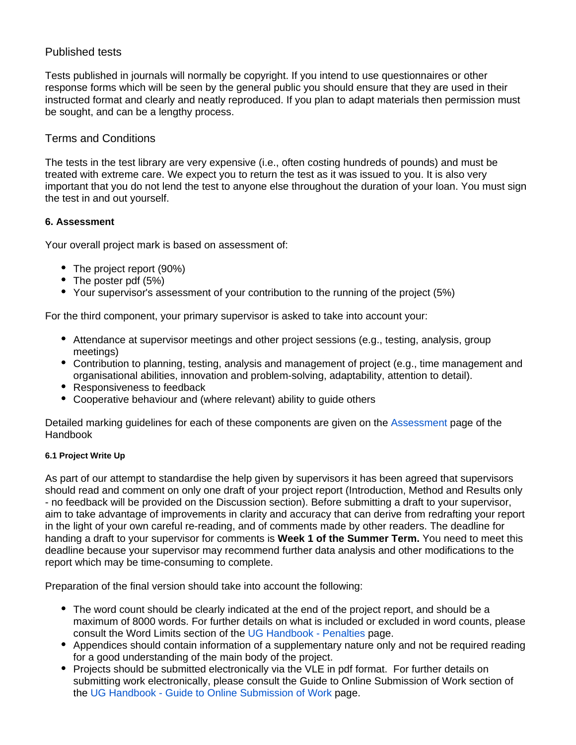### Published tests

Tests published in journals will normally be copyright. If you intend to use questionnaires or other response forms which will be seen by the general public you should ensure that they are used in their instructed format and clearly and neatly reproduced. If you plan to adapt materials then permission must be sought, and can be a lengthy process.

### Terms and Conditions

The tests in the test library are very expensive (i.e., often costing hundreds of pounds) and must be treated with extreme care. We expect you to return the test as it was issued to you. It is also very important that you do not lend the test to anyone else throughout the duration of your loan. You must sign the test in and out yourself.

## 6. Assessment

Your overall project mark is based on assessment of:

- The project report (90%)
- The poster pdf (5%)
- Your supervisor's assessment of your contribution to the running of the project (5%)

For the third component, your primary supervisor is asked to take into account your:

- Attendance at supervisor meetings and other project sessions (e.g., testing, analysis, group meetings)
- Contribution to planning, testing, analysis and management of project (e.g., time management and organisational abilities, innovation and problem-solving, adaptability, attention to detail).
- Responsiveness to feedback
- Cooperative behaviour and (where relevant) ability to guide others

Detailed marking guidelines for each of these components are given on the Assessment page of the Handbook

#### 6.1 Project Write Up

As part of our attempt to standardise the help given by supervisors it has been agreed that supervisors should read and comment on only one draft of your project report (Introduction, Method and Results only - no feedback will be provided on the Discussion section). Before submitting a draft to your supervisor, aim to take advantage of improvements in clarity and accuracy that can derive from redrafting your report in the light of your own careful re-reading, and of comments made by other readers. The deadline for handing a draft to your supervisor for comments is **Week 1 of the Summer Term.** You need to meet this deadline because your supervisor may recommend further data analysis and other modifications to the report which may be time-consuming to complete.

Preparation of the final version should take into account the following:

- The word count should be clearly indicated at the end of the project report, and should be a maximum of 8000 words. For further details on what is included or excluded in word counts, please consult the Word Limits section of the UG Handbook - Penalties page.
- Appendices should contain information of a supplementary nature only and not be required reading for a good understanding of the main body of the project.
- Projects should be submitted electronically via the VLE in pdf format. For further details on submitting work electronically, please consult the Guide to Online Submission of Work section of the UG Handbook - Guide to Online Submission of Work page.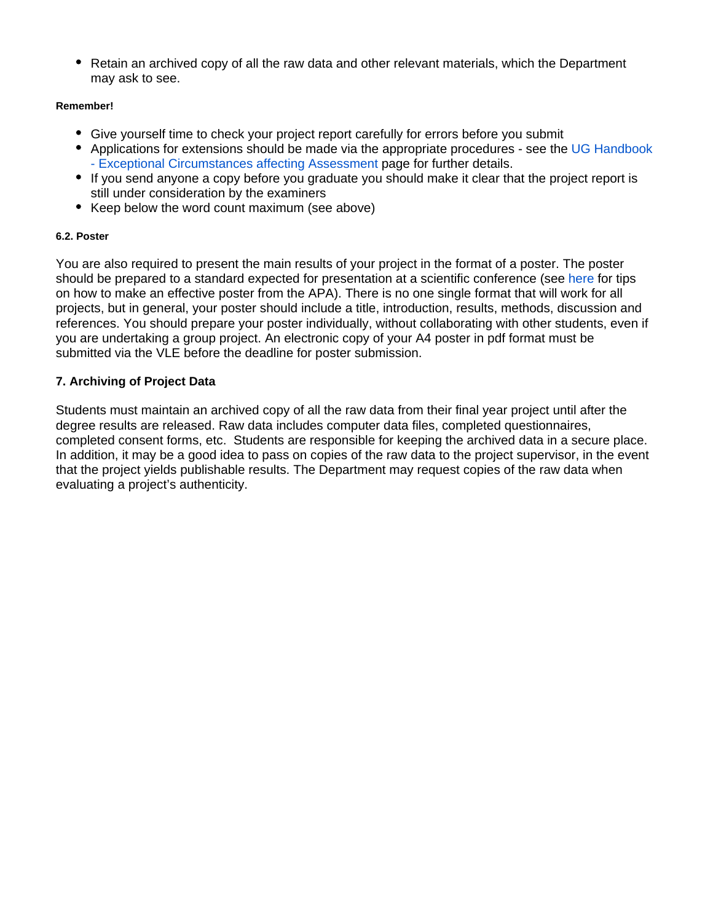- Retain an archived copy of all the raw data and other relevant materials, which the Department may ask to see.

**Remember!**

- Give yourself time to check your project report carefully for errors before you submit
- Applications for extensions should be made via the appropriate procedures - see the UG Handbook - Exceptional Circumstances affecting Assessment page for further details.
- If you send anyone a copy before you graduate you should make it clear that the project report is still under consideration by the examiners
- Keep below the word count maximum (see above)

#### 6.2. Poster

You are also required to present the main results of your project in the format of a poster. The poster should be prepared to a standard expected for presentation at a scientific conference (see here for tips on how to make an effective poster from the APA). There is no one single format that will work for all projects, but in general, your poster should include a title, introduction, results, methods, discussion and references. You should prepare your poster individually, without collaborating with other students, even if you are undertaking a group project. An electronic copy of your A4 poster in pdf format must be submitted via the VLE before the deadline for poster submission.

### 7. Archiving of Project Data

Students must maintain an archived copy of all the raw data from their final year project until after the degree results are released. Raw data includes computer data files, completed questionnaires, completed consent forms, etc. Students are responsible for keeping the archived data in a secure place. In addition, it may be a good idea to pass on copies of the raw data to the project supervisor, in the event that the project yields publishable results. The Department may request copies of the raw data when evaluating a project's authenticity.